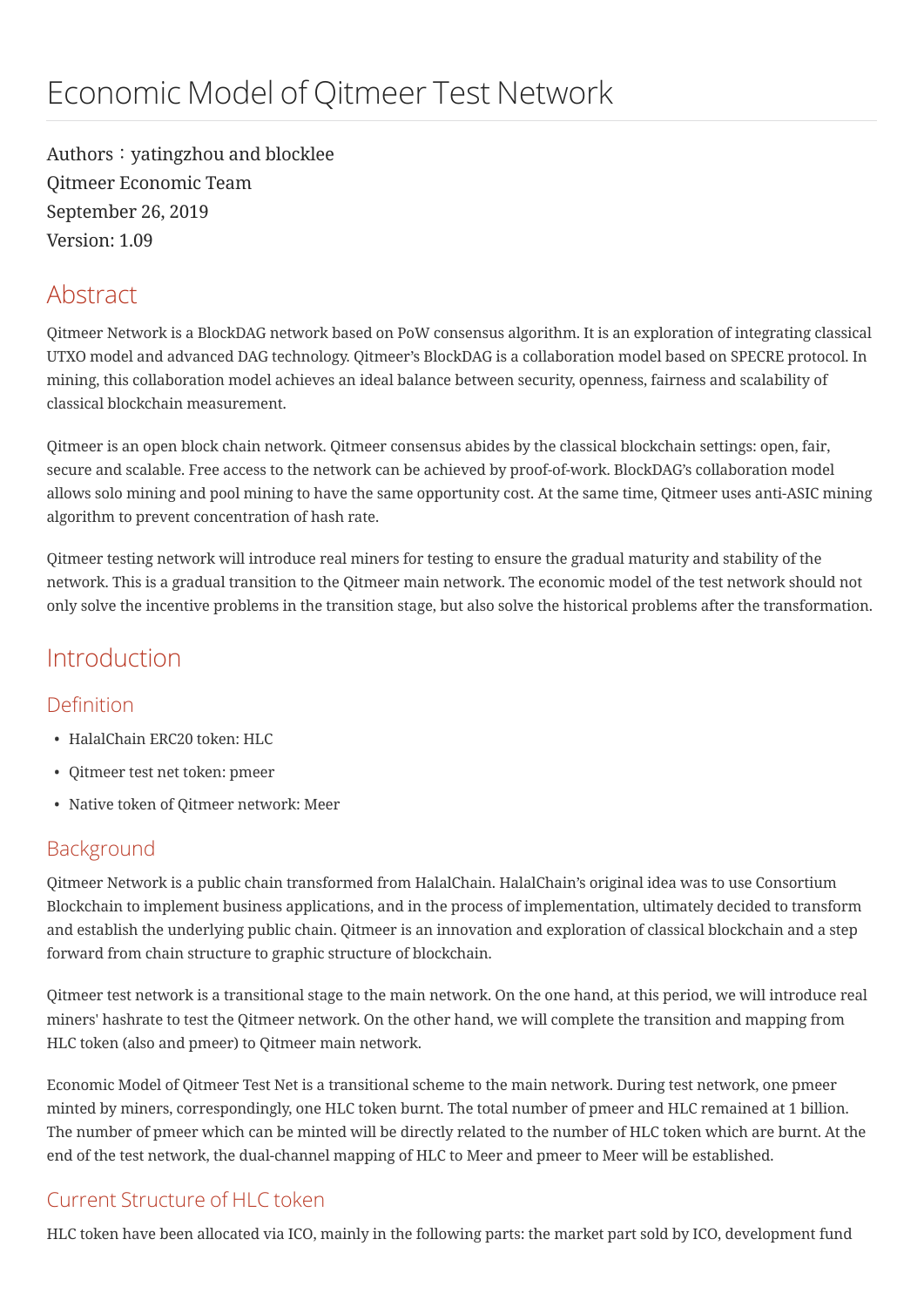# Economic Model of Qitmeer Test Network

Authors：yatingzhou and blocklee
Qitmeer Economic Team
September 26, 2019
Version: 1.09

## Abstract

Qitmeer Network is a BlockDAG network based on PoW consensus algorithm. It is an exploration of integrating classical UTXO model and advanced DAG technology. Qitmeer's BlockDAG is a collaboration model based on SPECRE protocol. In mining, this collaboration model achieves an ideal balance between security, openness, fairness and scalability of classical blockchain measurement.

Qitmeer is an open block chain network. Qitmeer consensus abides by the classical blockchain settings: open, fair, secure and scalable. Free access to the network can be achieved by proof-of-work. BlockDAG's collaboration model allows solo mining and pool mining to have the same opportunity cost. At the same time, Qitmeer uses anti-ASIC mining algorithm to prevent concentration of hash rate.

Qitmeer testing network will introduce real miners for testing to ensure the gradual maturity and stability of the network. This is a gradual transition to the Qitmeer main network. The economic model of the test network should not only solve the incentive problems in the transition stage, but also solve the historical problems after the transformation.

## Introduction

### Definition

- HalalChain ERC20 token: HLC
- Qitmeer test net token: pmeer
- Native token of Qitmeer network: Meer

### Background

Qitmeer Network is a public chain transformed from HalalChain. HalalChain's original idea was to use Consortium Blockchain to implement business applications, and in the process of implementation, ultimately decided to transform and establish the underlying public chain. Qitmeer is an innovation and exploration of classical blockchain and a step forward from chain structure to graphic structure of blockchain.

Qitmeer test network is a transitional stage to the main network. On the one hand, at this period, we will introduce real miners' hashrate to test the Qitmeer network. On the other hand, we will complete the transition and mapping from HLC token (also and pmeer) to Qitmeer main network.

Economic Model of Qitmeer Test Net is a transitional scheme to the main network. During test network, one pmeer minted by miners, correspondingly, one HLC token burnt. The total number of pmeer and HLC remained at 1 billion. The number of pmeer which can be minted will be directly related to the number of HLC token which are burnt. At the end of the test network, the dual-channel mapping of HLC to Meer and pmeer to Meer will be established.

### Current Structure of HLC token

HLC token have been allocated via ICO, mainly in the following parts: the market part sold by ICO, development fund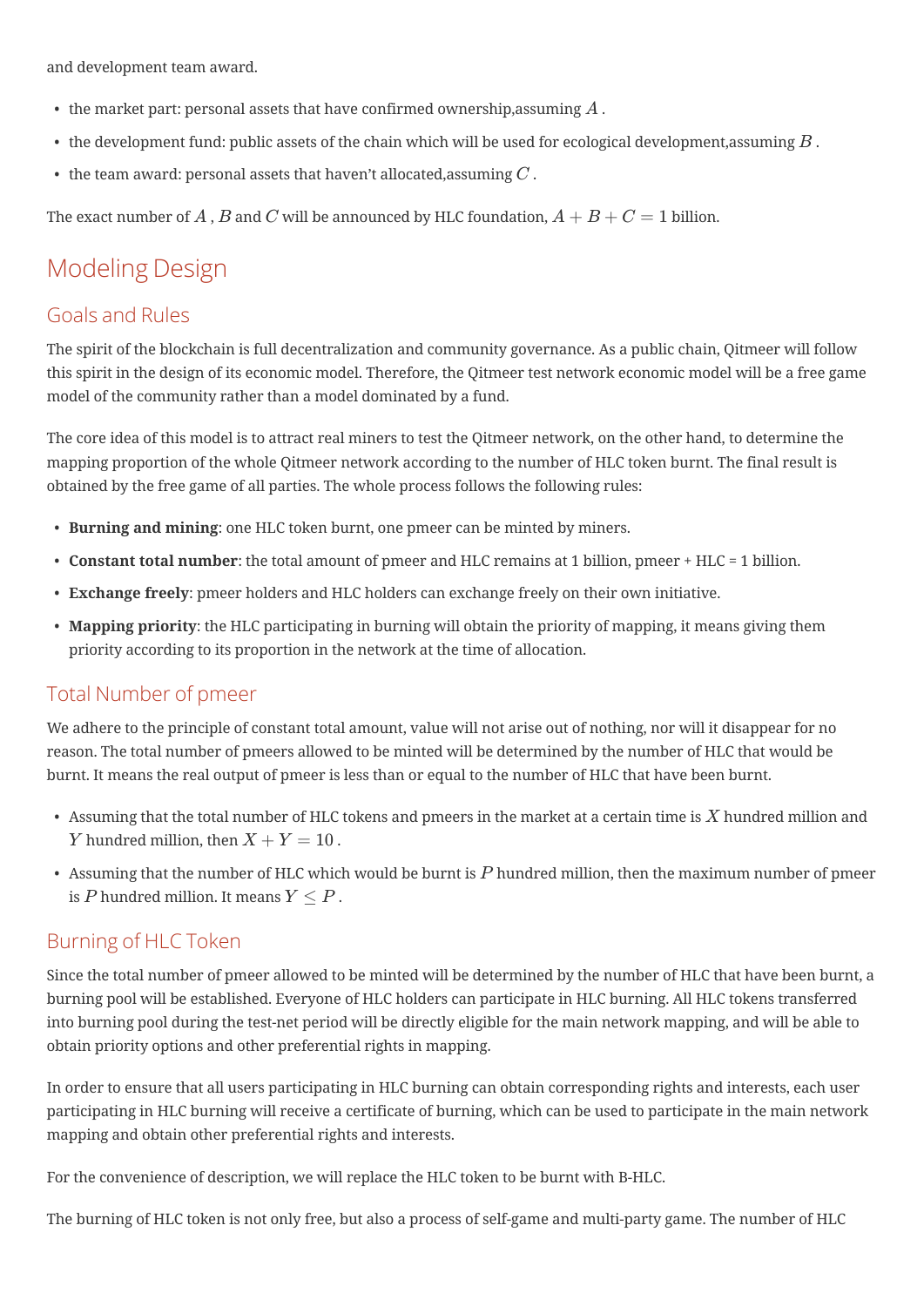and development team award.

- the market part: personal assets that have confirmed ownership,assuming $A$ .
- the development fund: public assets of the chain which will be used for ecological development,assuming $B$ .
- the team award: personal assets that haven't allocated,assuming $C$ .

The exact number of $A$ , $B$ and $C$ will be announced by HLC foundation, $A + B + C = 1$ billion.

## Modeling Design

### Goals and Rules

The spirit of the blockchain is full decentralization and community governance. As a public chain, Qitmeer will follow this spirit in the design of its economic model. Therefore, the Qitmeer test network economic model will be a free game model of the community rather than a model dominated by a fund.

The core idea of this model is to attract real miners to test the Qitmeer network, on the other hand, to determine the mapping proportion of the whole Qitmeer network according to the number of HLC token burnt. The final result is obtained by the free game of all parties. The whole process follows the following rules:

- **Burning and mining**: one HLC token burnt, one pmeer can be minted by miners.
- **Constant total number**: the total amount of pmeer and HLC remains at 1 billion, pmeer + HLC = 1 billion.
- **Exchange freely**: pmeer holders and HLC holders can exchange freely on their own initiative.
- **Mapping priority**: the HLC participating in burning will obtain the priority of mapping, it means giving them priority according to its proportion in the network at the time of allocation.

### Total Number of pmeer

We adhere to the principle of constant total amount, value will not arise out of nothing, nor will it disappear for no reason. The total number of pmeers allowed to be minted will be determined by the number of HLC that would be burnt. It means the real output of pmeer is less than or equal to the number of HLC that have been burnt.

- Assuming that the total number of HLC tokens and pmeers in the market at a certain time is $X$ hundred million and $Y$ hundred million, then $X + Y = 10$ .
- Assuming that the number of HLC which would be burnt is $P$ hundred million, then the maximum number of pmeer is $P$ hundred million. It means $Y \leq P$ .

### Burning of HLC Token

Since the total number of pmeer allowed to be minted will be determined by the number of HLC that have been burnt, a burning pool will be established. Everyone of HLC holders can participate in HLC burning. All HLC tokens transferred into burning pool during the test-net period will be directly eligible for the main network mapping, and will be able to obtain priority options and other preferential rights in mapping.

In order to ensure that all users participating in HLC burning can obtain corresponding rights and interests, each user participating in HLC burning will receive a certificate of burning, which can be used to participate in the main network mapping and obtain other preferential rights and interests.

For the convenience of description, we will replace the HLC token to be burnt with B-HLC.

The burning of HLC token is not only free, but also a process of self-game and multi-party game. The number of HLC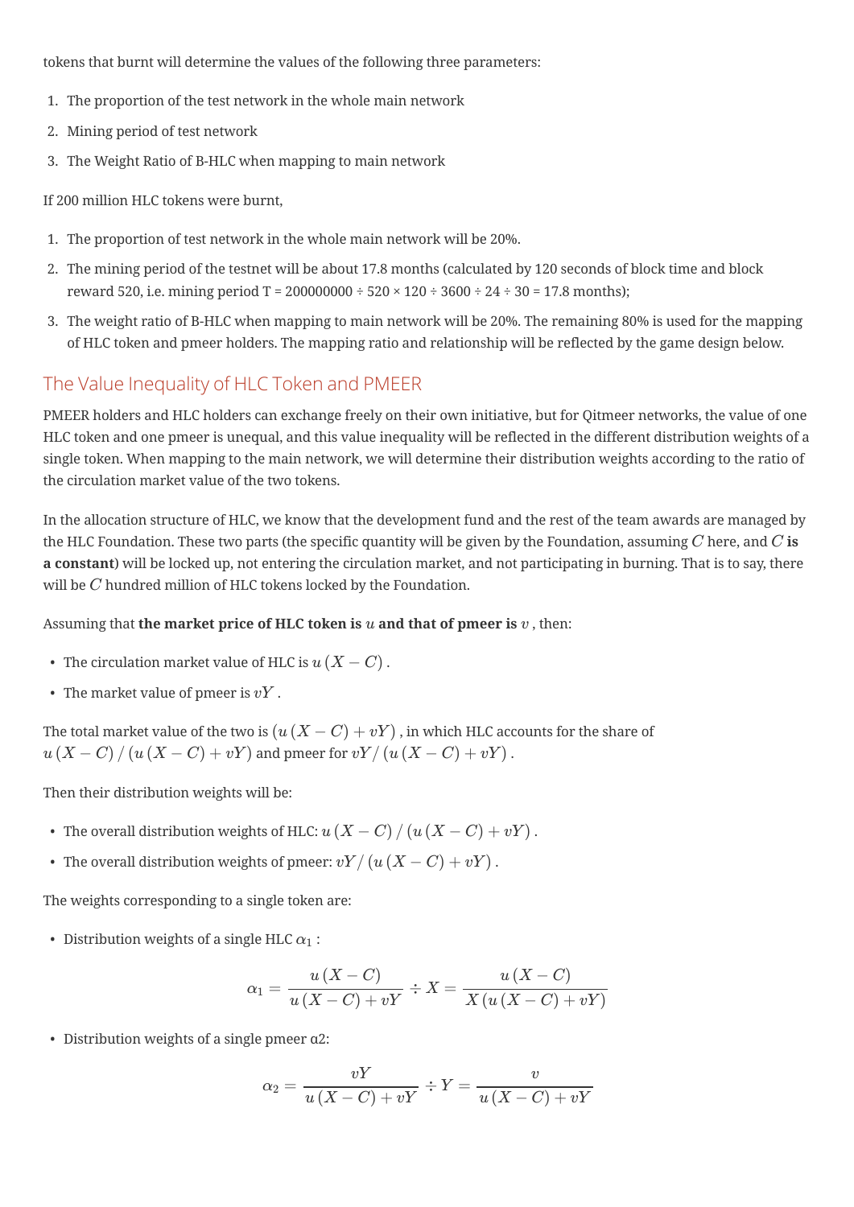tokens that burnt will determine the values of the following three parameters:

1. The proportion of the test network in the whole main network
2. Mining period of test network
3. The Weight Ratio of B-HLC when mapping to main network

If 200 million HLC tokens were burnt,

1. The proportion of test network in the whole main network will be 20%.
2. The mining period of the testnet will be about 17.8 months (calculated by 120 seconds of block time and block reward 520, i.e. mining period T = 200000000 ÷ 520 × 120 ÷ 3600 ÷ 24 ÷ 30 = 17.8 months);
3. The weight ratio of B-HLC when mapping to main network will be 20%. The remaining 80% is used for the mapping of HLC token and pmeer holders. The mapping ratio and relationship will be reflected by the game design below.

## The Value Inequality of HLC Token and PMEER

PMEER holders and HLC holders can exchange freely on their own initiative, but for Qitmeer networks, the value of one HLC token and one pmeer is unequal, and this value inequality will be reflected in the different distribution weights of a single token. When mapping to the main network, we will determine their distribution weights according to the ratio of the circulation market value of the two tokens.

In the allocation structure of HLC, we know that the development fund and the rest of the team awards are managed by the HLC Foundation. These two parts (the specific quantity will be given by the Foundation, assuming $C$ here, and $C$ **is a constant**) will be locked up, not entering the circulation market, and not participating in burning. That is to say, there will be $C$ hundred million of HLC tokens locked by the Foundation.

Assuming that **the market price of HLC token is** $u$ **and that of pmeer is** $v$ , then:

- The circulation market value of HLC is $u\left(X-C\right)$ .
- The market value of pmeer is $vY$ .

The total market value of the two is $\left(u\left(X-C\right)+vY\right)$ , in which HLC accounts for the share of $u\left(X-C\right)/\left(u\left(X-C\right)+vY\right)$ and pmeer for $vY/\left(u\left(X-C\right)+vY\right)$ .

Then their distribution weights will be:

- The overall distribution weights of HLC: $u\left(X-C\right)/\left(u\left(X-C\right)+vY\right)$ .
- The overall distribution weights of pmeer: $vY/\left(u\left(X-C\right)+vY\right)$ .

The weights corresponding to a single token are:

- Distribution weights of a single HLC $\alpha_1$ :

$$\alpha_1=\frac{u\left(X-C\right)}{u\left(X-C\right)+vY}\div X=\frac{u\left(X-C\right)}{X\left(u\left(X-C\right)+vY\right)}$$

- Distribution weights of a single pmeer $\alpha_2$:

$$\alpha_2=\frac{vY}{u\left(X-C\right)+vY}\div Y=\frac{v}{u\left(X-C\right)+vY}$$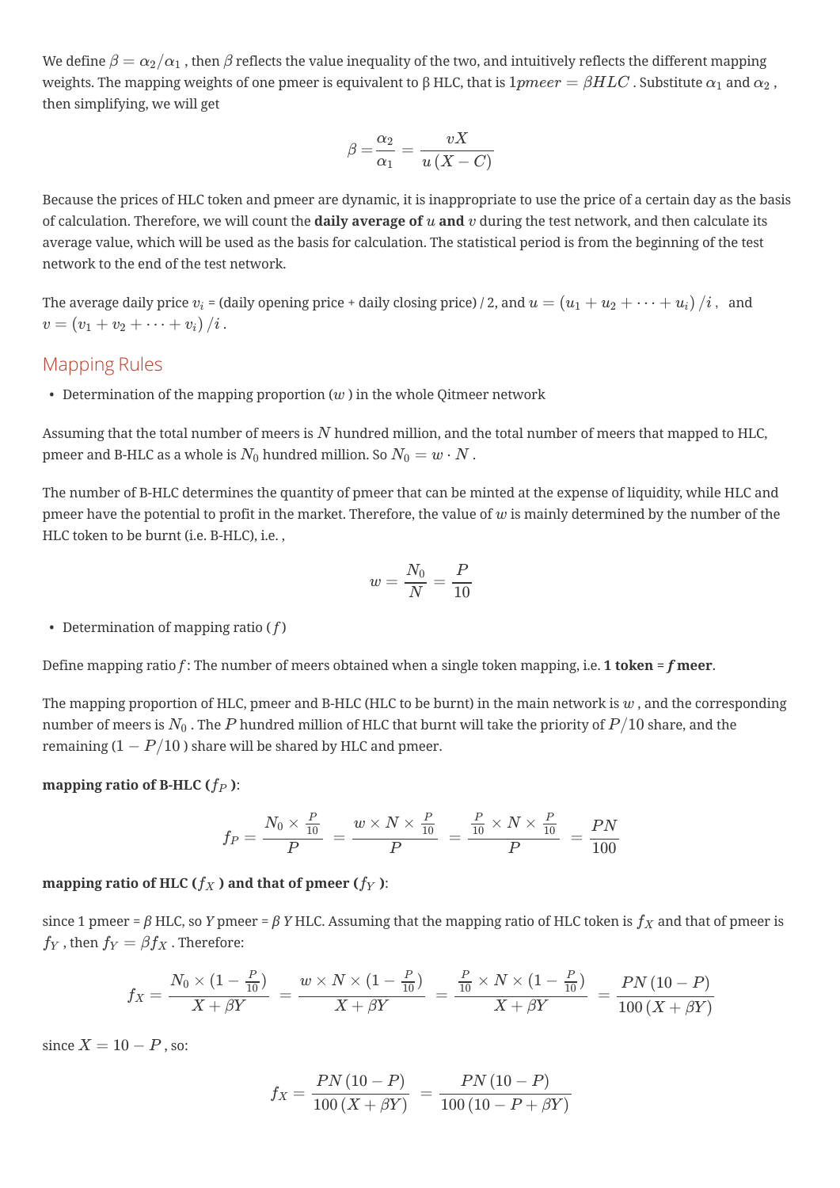We define $\beta = \alpha_2/\alpha_1$ , then $\beta$ reflects the value inequality of the two, and intuitively reflects the different mapping weights. The mapping weights of one pmeer is equivalent to β HLC, that is $1pmeer = \beta HLC$ . Substitute $\alpha_1$ and $\alpha_2$ , then simplifying, we will get

$$\beta = \frac{\alpha_2}{\alpha_1} = \frac{vX}{u\,(X - C)}$$

Because the prices of HLC token and pmeer are dynamic, it is inappropriate to use the price of a certain day as the basis of calculation. Therefore, we will count the **daily average of $u$ and $v$** during the test network, and then calculate its average value, which will be used as the basis for calculation. The statistical period is from the beginning of the test network to the end of the test network.

The average daily price $v_i$ = (daily opening price + daily closing price) / 2, and $u = (u_1 + u_2 + \cdots + u_i)\,/\,i$ , and $v = (v_1 + v_2 + \cdots + v_i)\,/\,i$ .

## Mapping Rules

- Determination of the mapping proportion ($w$ ) in the whole Qitmeer network

Assuming that the total number of meers is $N$ hundred million, and the total number of meers that mapped to HLC, pmeer and B-HLC as a whole is $N_0$ hundred million. So $N_0 = w \cdot N$ .

The number of B-HLC determines the quantity of pmeer that can be minted at the expense of liquidity, while HLC and pmeer have the potential to profit in the market. Therefore, the value of $w$ is mainly determined by the number of the HLC token to be burnt (i.e. B-HLC), i.e. ,

$$w = \frac{N_0}{N} = \frac{P}{10}$$

- Determination of mapping ratio ( $f$ )

Define mapping ratio $f$: The number of meers obtained when a single token mapping, i.e. **1 token = $f$ meer**.

The mapping proportion of HLC, pmeer and B-HLC (HLC to be burnt) in the main network is $w$ , and the corresponding number of meers is $N_0$ . The $P$ hundred million of HLC that burnt will take the priority of $P/10$ share, and the remaining ($1 - P/10$ ) share will be shared by HLC and pmeer.

**mapping ratio of B-HLC ($f_P$ )**:

$$f_P = \frac{N_0 \times \frac{P}{10}}{P} = \frac{w \times N \times \frac{P}{10}}{P} = \frac{\frac{P}{10} \times N \times \frac{P}{10}}{P} = \frac{PN}{100}$$

**mapping ratio of HLC ($f_X$ ) and that of pmeer ($f_Y$ )**:

since 1 pmeer = $\beta$ HLC, so $Y$ pmeer = $\beta\, Y$ HLC. Assuming that the mapping ratio of HLC token is $f_X$ and that of pmeer is $f_Y$ , then $f_Y = \beta f_X$ . Therefore:

$$f_X = \frac{N_0 \times (1 - \frac{P}{10})}{X + \beta Y} = \frac{w \times N \times (1 - \frac{P}{10})}{X + \beta Y} = \frac{\frac{P}{10} \times N \times (1 - \frac{P}{10})}{X + \beta Y} = \frac{PN\,(10 - P)}{100\,(X + \beta Y)}$$

since $X = 10 - P$ , so:

$$f_X = \frac{PN\,(10 - P)}{100\,(X + \beta Y)} = \frac{PN\,(10 - P)}{100\,(10 - P + \beta Y)}$$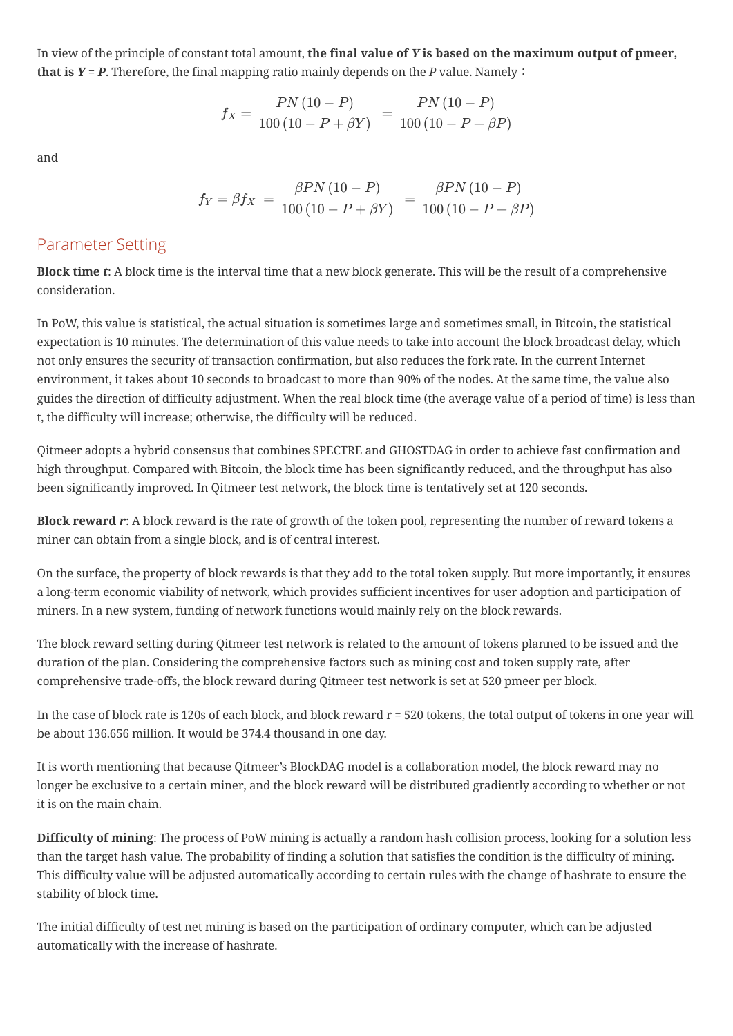In view of the principle of constant total amount, **the final value of $Y$ is based on the maximum output of pmeer, that is $Y = P$**. Therefore, the final mapping ratio mainly depends on the $P$ value. Namely：

$$f_X = \frac{PN(10-P)}{100(10-P+\beta Y)} = \frac{PN(10-P)}{100(10-P+\beta P)}$$

and

$$f_Y = \beta f_X = \frac{\beta PN(10-P)}{100(10-P+\beta Y)} = \frac{\beta PN(10-P)}{100(10-P+\beta P)}$$

## Parameter Setting

**Block time $t$**: A block time is the interval time that a new block generate. This will be the result of a comprehensive consideration.

In PoW, this value is statistical, the actual situation is sometimes large and sometimes small, in Bitcoin, the statistical expectation is 10 minutes. The determination of this value needs to take into account the block broadcast delay, which not only ensures the security of transaction confirmation, but also reduces the fork rate. In the current Internet environment, it takes about 10 seconds to broadcast to more than 90% of the nodes. At the same time, the value also guides the direction of difficulty adjustment. When the real block time (the average value of a period of time) is less than t, the difficulty will increase; otherwise, the difficulty will be reduced.

Qitmeer adopts a hybrid consensus that combines SPECTRE and GHOSTDAG in order to achieve fast confirmation and high throughput. Compared with Bitcoin, the block time has been significantly reduced, and the throughput has also been significantly improved. In Qitmeer test network, the block time is tentatively set at 120 seconds.

**Block reward $r$**: A block reward is the rate of growth of the token pool, representing the number of reward tokens a miner can obtain from a single block, and is of central interest.

On the surface, the property of block rewards is that they add to the total token supply. But more importantly, it ensures a long-term economic viability of network, which provides sufficient incentives for user adoption and participation of miners. In a new system, funding of network functions would mainly rely on the block rewards.

The block reward setting during Qitmeer test network is related to the amount of tokens planned to be issued and the duration of the plan. Considering the comprehensive factors such as mining cost and token supply rate, after comprehensive trade-offs, the block reward during Qitmeer test network is set at 520 pmeer per block.

In the case of block rate is 120s of each block, and block reward r = 520 tokens, the total output of tokens in one year will be about 136.656 million. It would be 374.4 thousand in one day.

It is worth mentioning that because Qitmeer's BlockDAG model is a collaboration model, the block reward may no longer be exclusive to a certain miner, and the block reward will be distributed gradiently according to whether or not it is on the main chain.

**Difficulty of mining**: The process of PoW mining is actually a random hash collision process, looking for a solution less than the target hash value. The probability of finding a solution that satisfies the condition is the difficulty of mining. This difficulty value will be adjusted automatically according to certain rules with the change of hashrate to ensure the stability of block time.

The initial difficulty of test net mining is based on the participation of ordinary computer, which can be adjusted automatically with the increase of hashrate.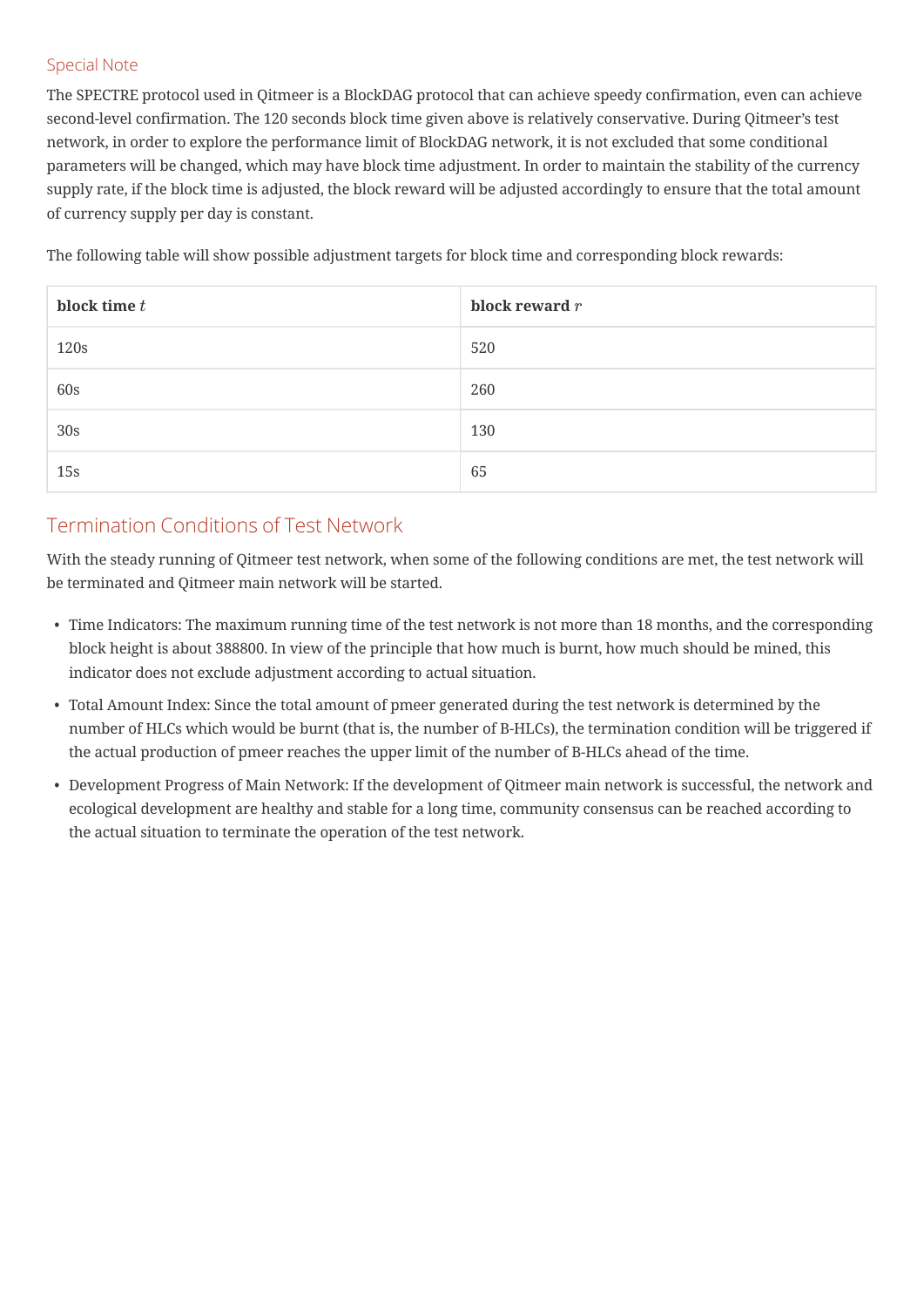### Special Note

The SPECTRE protocol used in Qitmeer is a BlockDAG protocol that can achieve speedy confirmation, even can achieve second-level confirmation. The 120 seconds block time given above is relatively conservative. During Qitmeer's test network, in order to explore the performance limit of BlockDAG network, it is not excluded that some conditional parameters will be changed, which may have block time adjustment. In order to maintain the stability of the currency supply rate, if the block time is adjusted, the block reward will be adjusted accordingly to ensure that the total amount of currency supply per day is constant.

The following table will show possible adjustment targets for block time and corresponding block rewards:

| **block time** $t$ | **block reward** $r$ |
| --- | --- |
| 120s | 520 |
| 60s | 260 |
| 30s | 130 |
| 15s | 65 |

## Termination Conditions of Test Network

With the steady running of Qitmeer test network, when some of the following conditions are met, the test network will be terminated and Qitmeer main network will be started.

- Time Indicators: The maximum running time of the test network is not more than 18 months, and the corresponding block height is about 388800. In view of the principle that how much is burnt, how much should be mined, this indicator does not exclude adjustment according to actual situation.
- Total Amount Index: Since the total amount of pmeer generated during the test network is determined by the number of HLCs which would be burnt (that is, the number of B-HLCs), the termination condition will be triggered if the actual production of pmeer reaches the upper limit of the number of B-HLCs ahead of the time.
- Development Progress of Main Network: If the development of Qitmeer main network is successful, the network and ecological development are healthy and stable for a long time, community consensus can be reached according to the actual situation to terminate the operation of the test network.